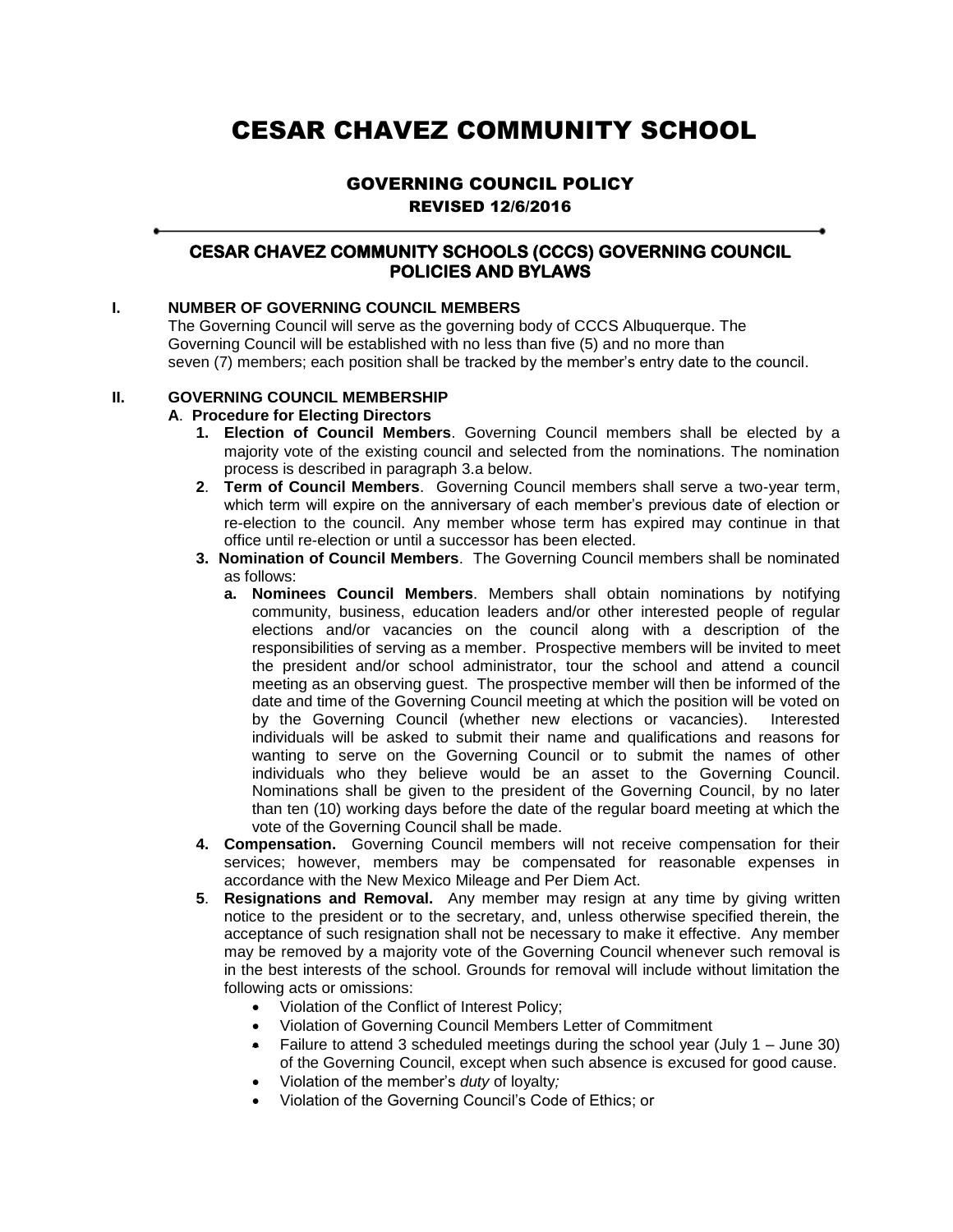# CESAR CHAVEZ COMMUNITY SCHOOL

## GOVERNING COUNCIL POLICY

### REVISED 12/6/2016

---

## CESAR CHAVEZ COMMUNITY SCHOOLS (CCCS) GOVERNING COUNCIL POLICIES AND BYLAWS

### I. NUMBER OF GOVERNING COUNCIL MEMBERS

The Governing Council will serve as the governing body of CCCS Albuquerque. The Governing Council will be established with no less than five (5) and no more than seven (7) members; each position shall be tracked by the member's entry date to the council.

### II. GOVERNING COUNCIL MEMBERSHIP

**A. Procedure for Electing Directors**

1. **Election of Council Members**. Governing Council members shall be elected by a majority vote of the existing council and selected from the nominations. The nomination process is described in paragraph 3.a below.
2. **Term of Council Members**. Governing Council members shall serve a two-year term, which term will expire on the anniversary of each member's previous date of election or re-election to the council. Any member whose term has expired may continue in that office until re-election or until a successor has been elected.
3. **Nomination of Council Members**. The Governing Council members shall be nominated as follows:
   a. **Nominees Council Members**. Members shall obtain nominations by notifying community, business, education leaders and/or other interested people of regular elections and/or vacancies on the council along with a description of the responsibilities of serving as a member. Prospective members will be invited to meet the president and/or school administrator, tour the school and attend a council meeting as an observing guest. The prospective member will then be informed of the date and time of the Governing Council meeting at which the position will be voted on by the Governing Council (whether new elections or vacancies). Interested individuals will be asked to submit their name and qualifications and reasons for wanting to serve on the Governing Council or to submit the names of other individuals who they believe would be an asset to the Governing Council. Nominations shall be given to the president of the Governing Council, by no later than ten (10) working days before the date of the regular board meeting at which the vote of the Governing Council shall be made.
4. **Compensation.** Governing Council members will not receive compensation for their services; however, members may be compensated for reasonable expenses in accordance with the New Mexico Mileage and Per Diem Act.
5. **Resignations and Removal.** Any member may resign at any time by giving written notice to the president or to the secretary, and, unless otherwise specified therein, the acceptance of such resignation shall not be necessary to make it effective. Any member may be removed by a majority vote of the Governing Council whenever such removal is in the best interests of the school. Grounds for removal will include without limitation the following acts or omissions:
   - Violation of the Conflict of Interest Policy;
   - Violation of Governing Council Members Letter of Commitment
   - Failure to attend 3 scheduled meetings during the school year (July 1 – June 30) of the Governing Council, except when such absence is excused for good cause.
   - Violation of the member's *duty* of loyalty*;*
   - Violation of the Governing Council's Code of Ethics; or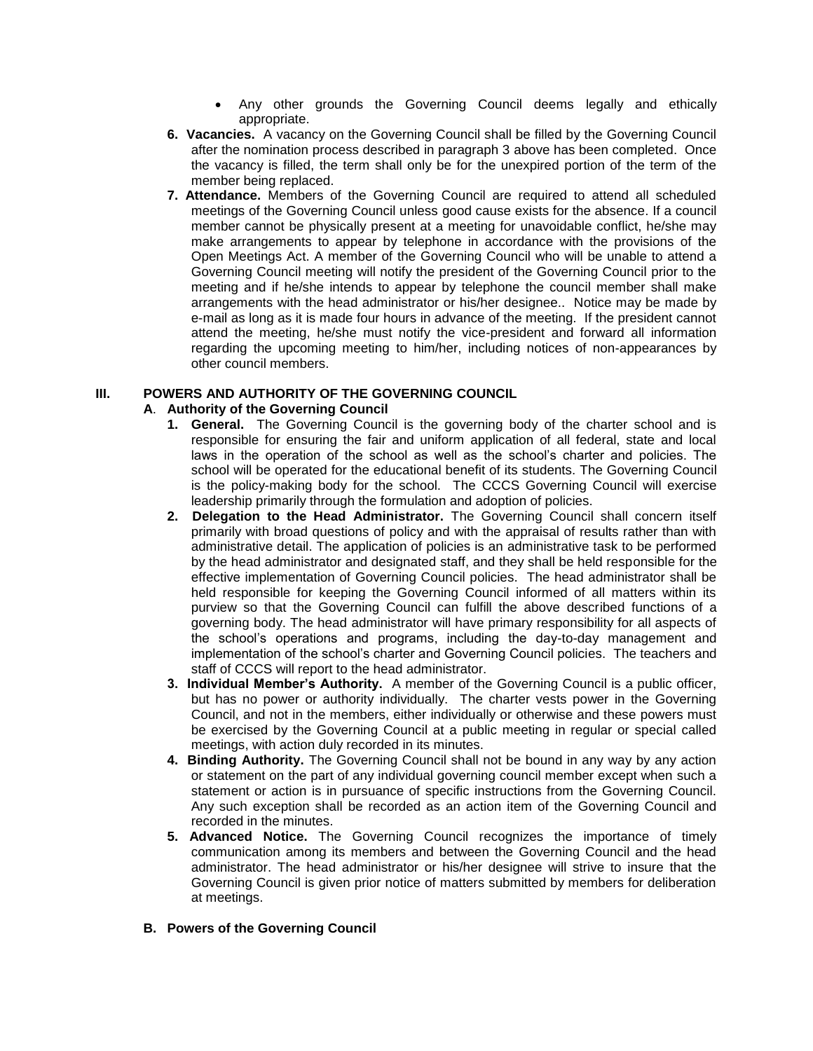- Any other grounds the Governing Council deems legally and ethically appropriate.

6. **Vacancies.** A vacancy on the Governing Council shall be filled by the Governing Council after the nomination process described in paragraph 3 above has been completed. Once the vacancy is filled, the term shall only be for the unexpired portion of the term of the member being replaced.
7. **Attendance.** Members of the Governing Council are required to attend all scheduled meetings of the Governing Council unless good cause exists for the absence. If a council member cannot be physically present at a meeting for unavoidable conflict, he/she may make arrangements to appear by telephone in accordance with the provisions of the Open Meetings Act. A member of the Governing Council who will be unable to attend a Governing Council meeting will notify the president of the Governing Council prior to the meeting and if he/she intends to appear by telephone the council member shall make arrangements with the head administrator or his/her designee.. Notice may be made by e-mail as long as it is made four hours in advance of the meeting. If the president cannot attend the meeting, he/she must notify the vice-president and forward all information regarding the upcoming meeting to him/her, including notices of non-appearances by other council members.

## III. POWERS AND AUTHORITY OF THE GOVERNING COUNCIL

### A. Authority of the Governing Council

1. **General.** The Governing Council is the governing body of the charter school and is responsible for ensuring the fair and uniform application of all federal, state and local laws in the operation of the school as well as the school's charter and policies. The school will be operated for the educational benefit of its students. The Governing Council is the policy-making body for the school. The CCCS Governing Council will exercise leadership primarily through the formulation and adoption of policies.
2. **Delegation to the Head Administrator.** The Governing Council shall concern itself primarily with broad questions of policy and with the appraisal of results rather than with administrative detail. The application of policies is an administrative task to be performed by the head administrator and designated staff, and they shall be held responsible for the effective implementation of Governing Council policies. The head administrator shall be held responsible for keeping the Governing Council informed of all matters within its purview so that the Governing Council can fulfill the above described functions of a governing body. The head administrator will have primary responsibility for all aspects of the school's operations and programs, including the day-to-day management and implementation of the school's charter and Governing Council policies. The teachers and staff of CCCS will report to the head administrator.
3. **Individual Member's Authority.** A member of the Governing Council is a public officer, but has no power or authority individually. The charter vests power in the Governing Council, and not in the members, either individually or otherwise and these powers must be exercised by the Governing Council at a public meeting in regular or special called meetings, with action duly recorded in its minutes.
4. **Binding Authority.** The Governing Council shall not be bound in any way by any action or statement on the part of any individual governing council member except when such a statement or action is in pursuance of specific instructions from the Governing Council. Any such exception shall be recorded as an action item of the Governing Council and recorded in the minutes.
5. **Advanced Notice.** The Governing Council recognizes the importance of timely communication among its members and between the Governing Council and the head administrator. The head administrator or his/her designee will strive to insure that the Governing Council is given prior notice of matters submitted by members for deliberation at meetings.

### B. Powers of the Governing Council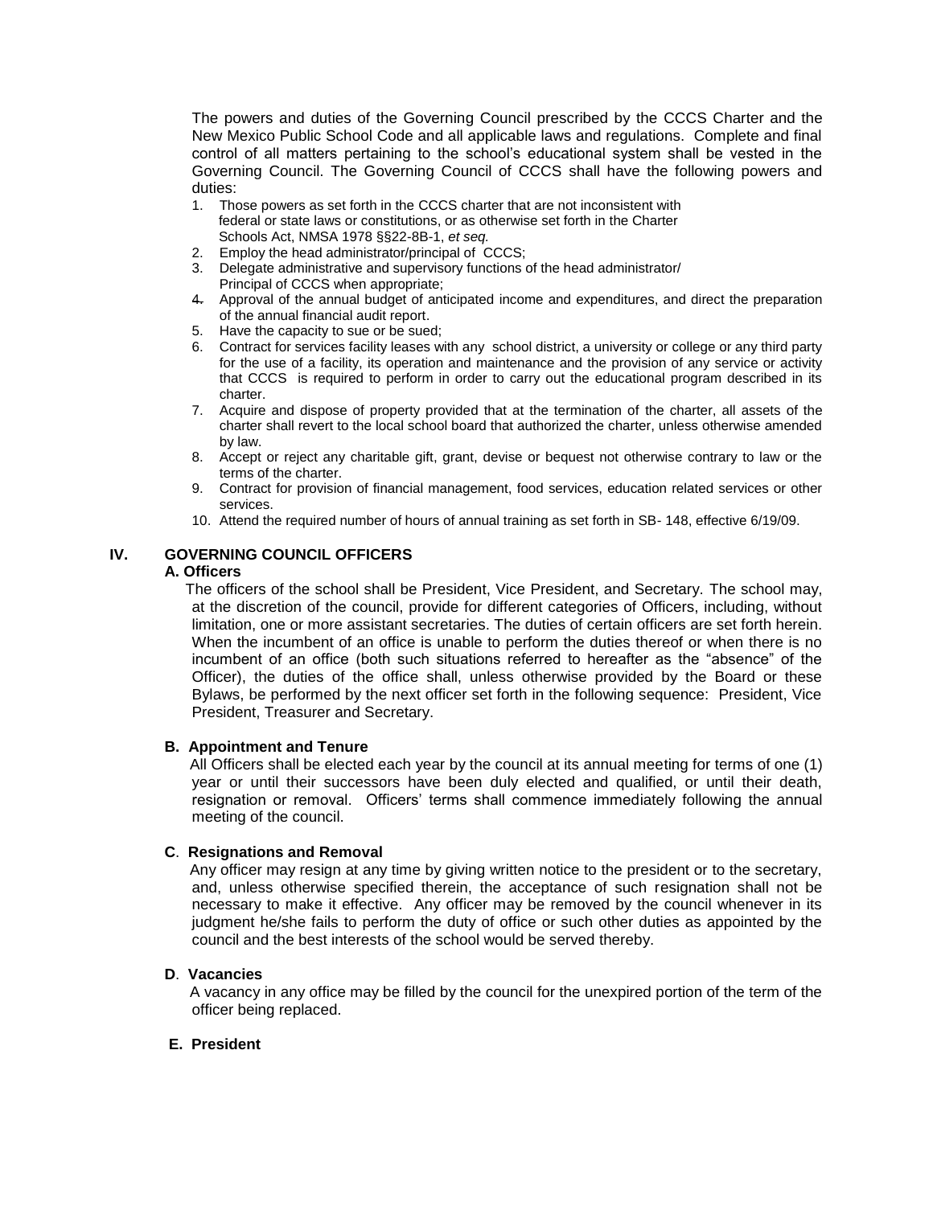The powers and duties of the Governing Council prescribed by the CCCS Charter and the New Mexico Public School Code and all applicable laws and regulations. Complete and final control of all matters pertaining to the school's educational system shall be vested in the Governing Council. The Governing Council of CCCS shall have the following powers and duties:

1. Those powers as set forth in the CCCS charter that are not inconsistent with federal or state laws or constitutions, or as otherwise set forth in the Charter Schools Act, NMSA 1978 §§22-8B-1, *et seq.*
2. Employ the head administrator/principal of CCCS;
3. Delegate administrative and supervisory functions of the head administrator/ Principal of CCCS when appropriate;
4. Approval of the annual budget of anticipated income and expenditures, and direct the preparation of the annual financial audit report.
5. Have the capacity to sue or be sued;
6. Contract for services facility leases with any school district, a university or college or any third party for the use of a facility, its operation and maintenance and the provision of any service or activity that CCCS is required to perform in order to carry out the educational program described in its charter.
7. Acquire and dispose of property provided that at the termination of the charter, all assets of the charter shall revert to the local school board that authorized the charter, unless otherwise amended by law.
8. Accept or reject any charitable gift, grant, devise or bequest not otherwise contrary to law or the terms of the charter.
9. Contract for provision of financial management, food services, education related services or other services.
10. Attend the required number of hours of annual training as set forth in SB- 148, effective 6/19/09.

## IV. GOVERNING COUNCIL OFFICERS

### A. Officers

The officers of the school shall be President, Vice President, and Secretary. The school may, at the discretion of the council, provide for different categories of Officers, including, without limitation, one or more assistant secretaries. The duties of certain officers are set forth herein. When the incumbent of an office is unable to perform the duties thereof or when there is no incumbent of an office (both such situations referred to hereafter as the "absence" of the Officer), the duties of the office shall, unless otherwise provided by the Board or these Bylaws, be performed by the next officer set forth in the following sequence: President, Vice President, Treasurer and Secretary.

### B. Appointment and Tenure

All Officers shall be elected each year by the council at its annual meeting for terms of one (1) year or until their successors have been duly elected and qualified, or until their death, resignation or removal. Officers' terms shall commence immediately following the annual meeting of the council.

### C. Resignations and Removal

Any officer may resign at any time by giving written notice to the president or to the secretary, and, unless otherwise specified therein, the acceptance of such resignation shall not be necessary to make it effective. Any officer may be removed by the council whenever in its judgment he/she fails to perform the duty of office or such other duties as appointed by the council and the best interests of the school would be served thereby.

### D. Vacancies

A vacancy in any office may be filled by the council for the unexpired portion of the term of the officer being replaced.

### E. President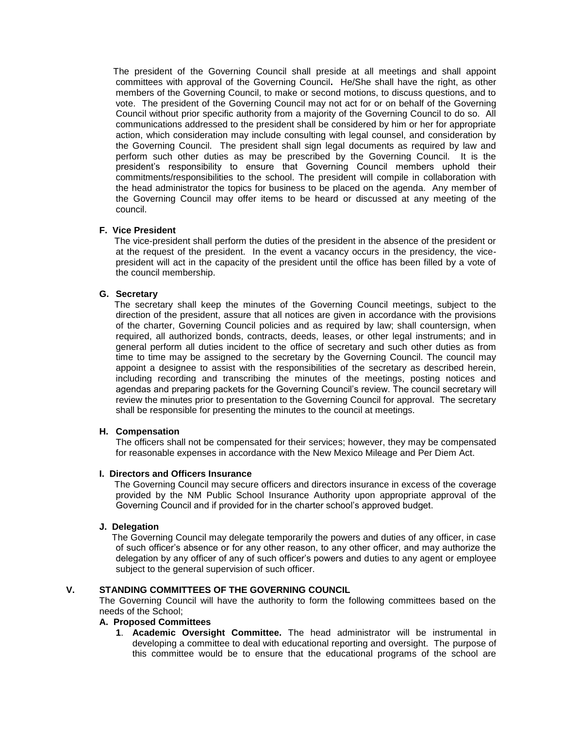The president of the Governing Council shall preside at all meetings and shall appoint committees with approval of the Governing Council**.** He/She shall have the right, as other members of the Governing Council, to make or second motions, to discuss questions, and to vote. The president of the Governing Council may not act for or on behalf of the Governing Council without prior specific authority from a majority of the Governing Council to do so. All communications addressed to the president shall be considered by him or her for appropriate action, which consideration may include consulting with legal counsel, and consideration by the Governing Council. The president shall sign legal documents as required by law and perform such other duties as may be prescribed by the Governing Council. It is the president's responsibility to ensure that Governing Council members uphold their commitments/responsibilities to the school. The president will compile in collaboration with the head administrator the topics for business to be placed on the agenda. Any member of the Governing Council may offer items to be heard or discussed at any meeting of the council.

**F. Vice President**

The vice-president shall perform the duties of the president in the absence of the president or at the request of the president. In the event a vacancy occurs in the presidency, the vice-president will act in the capacity of the president until the office has been filled by a vote of the council membership.

**G. Secretary**

The secretary shall keep the minutes of the Governing Council meetings, subject to the direction of the president, assure that all notices are given in accordance with the provisions of the charter, Governing Council policies and as required by law; shall countersign, when required, all authorized bonds, contracts, deeds, leases, or other legal instruments; and in general perform all duties incident to the office of secretary and such other duties as from time to time may be assigned to the secretary by the Governing Council. The council may appoint a designee to assist with the responsibilities of the secretary as described herein, including recording and transcribing the minutes of the meetings, posting notices and agendas and preparing packets for the Governing Council's review. The council secretary will review the minutes prior to presentation to the Governing Council for approval. The secretary shall be responsible for presenting the minutes to the council at meetings.

**H. Compensation**

The officers shall not be compensated for their services; however, they may be compensated for reasonable expenses in accordance with the New Mexico Mileage and Per Diem Act.

**I. Directors and Officers Insurance**

The Governing Council may secure officers and directors insurance in excess of the coverage provided by the NM Public School Insurance Authority upon appropriate approval of the Governing Council and if provided for in the charter school's approved budget.

**J. Delegation**

The Governing Council may delegate temporarily the powers and duties of any officer, in case of such officer's absence or for any other reason, to any other officer, and may authorize the delegation by any officer of any of such officer's powers and duties to any agent or employee subject to the general supervision of such officer.

## V. STANDING COMMITTEES OF THE GOVERNING COUNCIL

The Governing Council will have the authority to form the following committees based on the needs of the School;

**A. Proposed Committees**

1. **Academic Oversight Committee.** The head administrator will be instrumental in developing a committee to deal with educational reporting and oversight. The purpose of this committee would be to ensure that the educational programs of the school are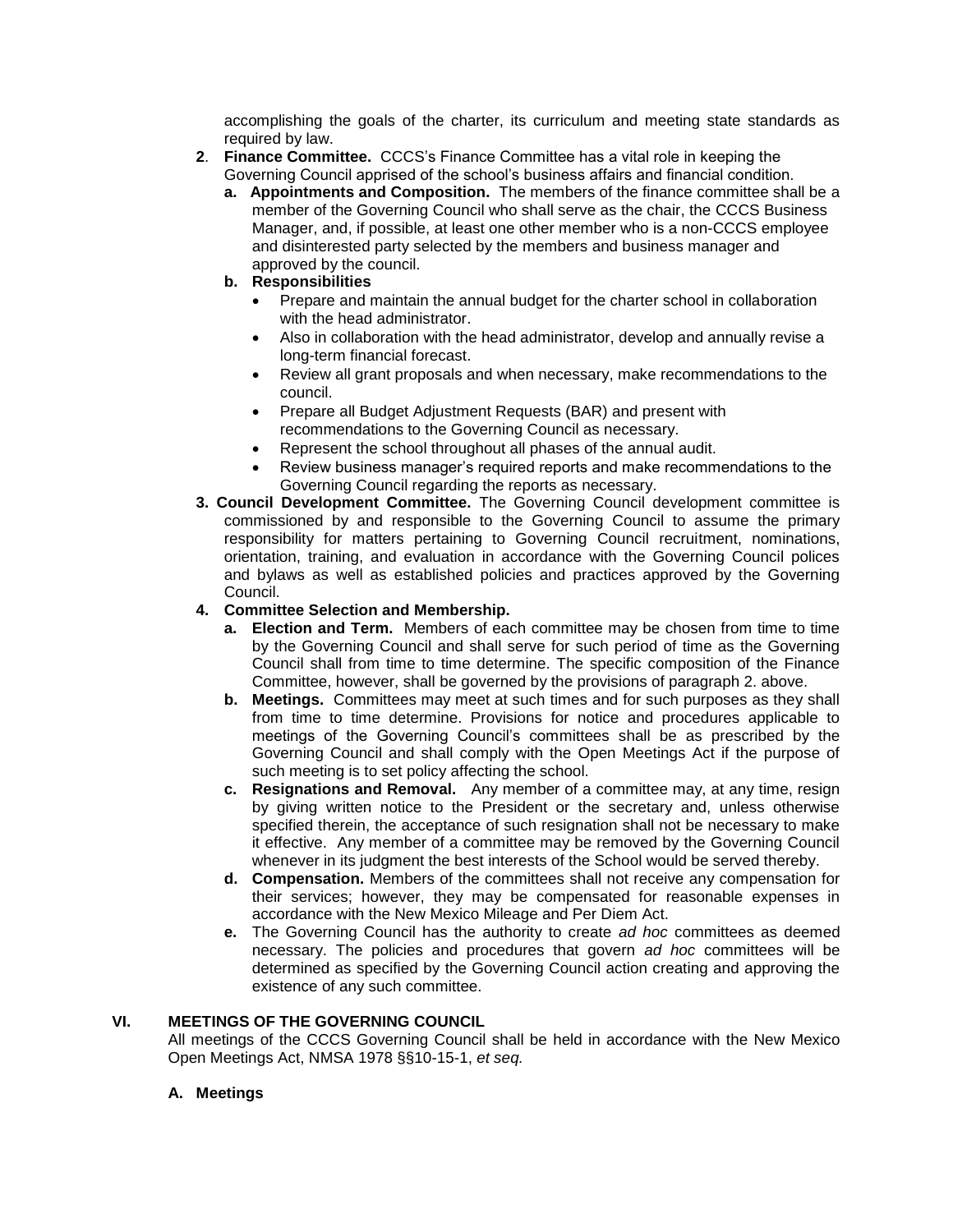accomplishing the goals of the charter, its curriculum and meeting state standards as required by law.

2. **Finance Committee.** CCCS's Finance Committee has a vital role in keeping the Governing Council apprised of the school's business affairs and financial condition.
   a. **Appointments and Composition.** The members of the finance committee shall be a member of the Governing Council who shall serve as the chair, the CCCS Business Manager, and, if possible, at least one other member who is a non-CCCS employee and disinterested party selected by the members and business manager and approved by the council.
   b. **Responsibilities**
      - Prepare and maintain the annual budget for the charter school in collaboration with the head administrator.
      - Also in collaboration with the head administrator, develop and annually revise a long-term financial forecast.
      - Review all grant proposals and when necessary, make recommendations to the council.
      - Prepare all Budget Adjustment Requests (BAR) and present with recommendations to the Governing Council as necessary.
      - Represent the school throughout all phases of the annual audit.
      - Review business manager's required reports and make recommendations to the Governing Council regarding the reports as necessary.
3. **Council Development Committee.** The Governing Council development committee is commissioned by and responsible to the Governing Council to assume the primary responsibility for matters pertaining to Governing Council recruitment, nominations, orientation, training, and evaluation in accordance with the Governing Council polices and bylaws as well as established policies and practices approved by the Governing Council.
4. **Committee Selection and Membership.**
   a. **Election and Term.** Members of each committee may be chosen from time to time by the Governing Council and shall serve for such period of time as the Governing Council shall from time to time determine. The specific composition of the Finance Committee, however, shall be governed by the provisions of paragraph 2. above.
   b. **Meetings.** Committees may meet at such times and for such purposes as they shall from time to time determine. Provisions for notice and procedures applicable to meetings of the Governing Council's committees shall be as prescribed by the Governing Council and shall comply with the Open Meetings Act if the purpose of such meeting is to set policy affecting the school.
   c. **Resignations and Removal.** Any member of a committee may, at any time, resign by giving written notice to the President or the secretary and, unless otherwise specified therein, the acceptance of such resignation shall not be necessary to make it effective. Any member of a committee may be removed by the Governing Council whenever in its judgment the best interests of the School would be served thereby.
   d. **Compensation.** Members of the committees shall not receive any compensation for their services; however, they may be compensated for reasonable expenses in accordance with the New Mexico Mileage and Per Diem Act.
   e. The Governing Council has the authority to create *ad hoc* committees as deemed necessary. The policies and procedures that govern *ad hoc* committees will be determined as specified by the Governing Council action creating and approving the existence of any such committee.

## VI. MEETINGS OF THE GOVERNING COUNCIL

All meetings of the CCCS Governing Council shall be held in accordance with the New Mexico Open Meetings Act, NMSA 1978 §§10-15-1, *et seq.*

### A. Meetings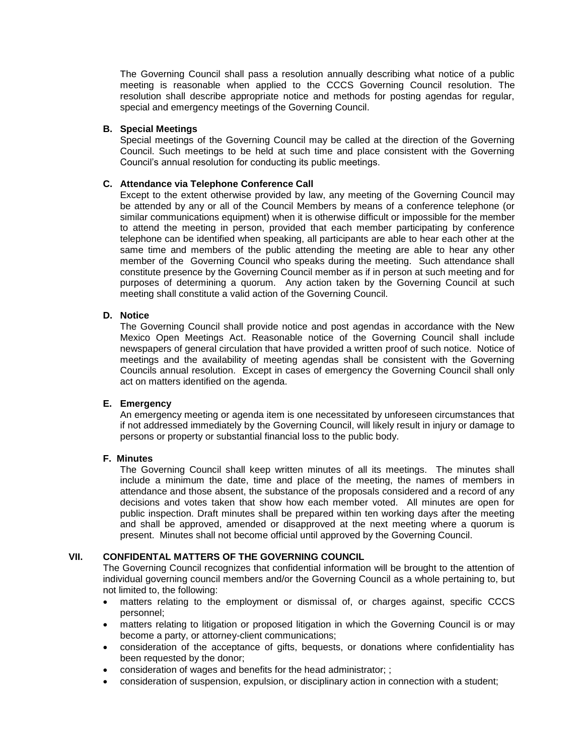The Governing Council shall pass a resolution annually describing what notice of a public meeting is reasonable when applied to the CCCS Governing Council resolution. The resolution shall describe appropriate notice and methods for posting agendas for regular, special and emergency meetings of the Governing Council.

**B. Special Meetings**

Special meetings of the Governing Council may be called at the direction of the Governing Council. Such meetings to be held at such time and place consistent with the Governing Council's annual resolution for conducting its public meetings.

**C. Attendance via Telephone Conference Call**

Except to the extent otherwise provided by law, any meeting of the Governing Council may be attended by any or all of the Council Members by means of a conference telephone (or similar communications equipment) when it is otherwise difficult or impossible for the member to attend the meeting in person, provided that each member participating by conference telephone can be identified when speaking, all participants are able to hear each other at the same time and members of the public attending the meeting are able to hear any other member of the Governing Council who speaks during the meeting. Such attendance shall constitute presence by the Governing Council member as if in person at such meeting and for purposes of determining a quorum. Any action taken by the Governing Council at such meeting shall constitute a valid action of the Governing Council.

**D. Notice**

The Governing Council shall provide notice and post agendas in accordance with the New Mexico Open Meetings Act. Reasonable notice of the Governing Council shall include newspapers of general circulation that have provided a written proof of such notice. Notice of meetings and the availability of meeting agendas shall be consistent with the Governing Councils annual resolution. Except in cases of emergency the Governing Council shall only act on matters identified on the agenda.

**E. Emergency**

An emergency meeting or agenda item is one necessitated by unforeseen circumstances that if not addressed immediately by the Governing Council, will likely result in injury or damage to persons or property or substantial financial loss to the public body.

**F. Minutes**

The Governing Council shall keep written minutes of all its meetings. The minutes shall include a minimum the date, time and place of the meeting, the names of members in attendance and those absent, the substance of the proposals considered and a record of any decisions and votes taken that show how each member voted. All minutes are open for public inspection. Draft minutes shall be prepared within ten working days after the meeting and shall be approved, amended or disapproved at the next meeting where a quorum is present. Minutes shall not become official until approved by the Governing Council.

## VII. CONFIDENTAL MATTERS OF THE GOVERNING COUNCIL

The Governing Council recognizes that confidential information will be brought to the attention of individual governing council members and/or the Governing Council as a whole pertaining to, but not limited to, the following:

- matters relating to the employment or dismissal of, or charges against, specific CCCS personnel;
- matters relating to litigation or proposed litigation in which the Governing Council is or may become a party, or attorney-client communications;
- consideration of the acceptance of gifts, bequests, or donations where confidentiality has been requested by the donor;
- consideration of wages and benefits for the head administrator; ;
- consideration of suspension, expulsion, or disciplinary action in connection with a student;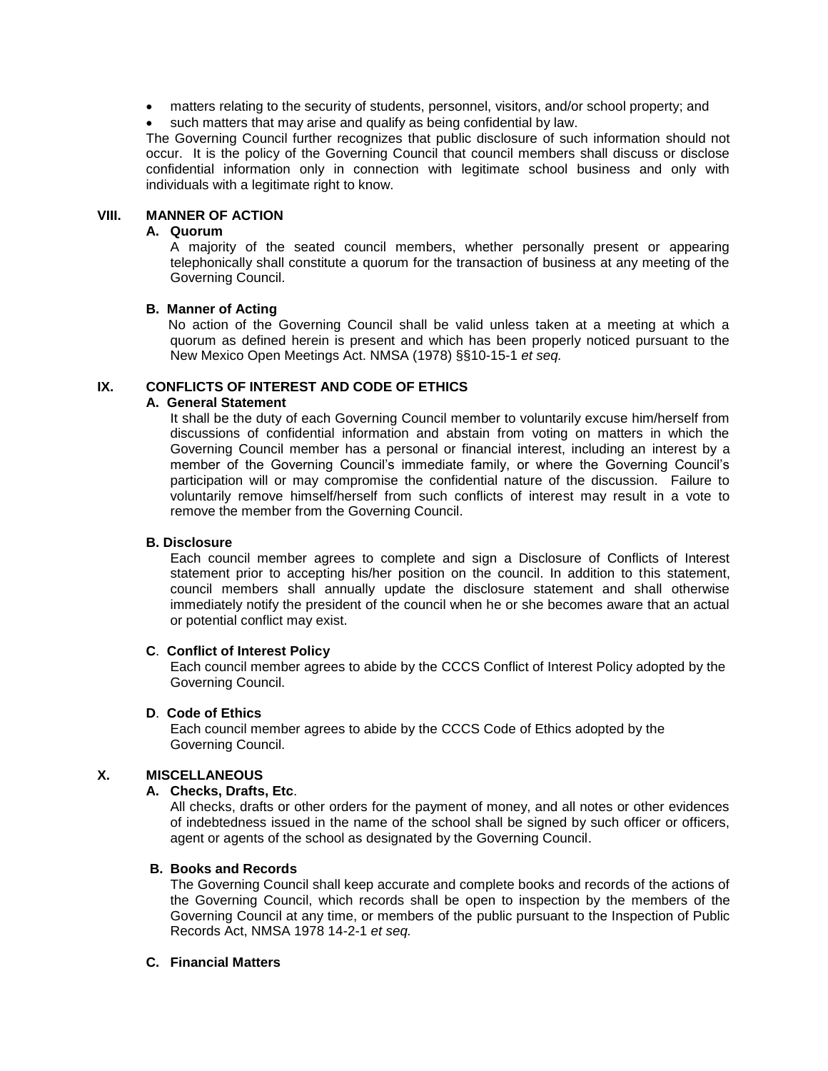- matters relating to the security of students, personnel, visitors, and/or school property; and
- such matters that may arise and qualify as being confidential by law.

The Governing Council further recognizes that public disclosure of such information should not occur. It is the policy of the Governing Council that council members shall discuss or disclose confidential information only in connection with legitimate school business and only with individuals with a legitimate right to know.

## VIII. MANNER OF ACTION

### A. Quorum

A majority of the seated council members, whether personally present or appearing telephonically shall constitute a quorum for the transaction of business at any meeting of the Governing Council.

### B. Manner of Acting

No action of the Governing Council shall be valid unless taken at a meeting at which a quorum as defined herein is present and which has been properly noticed pursuant to the New Mexico Open Meetings Act. NMSA (1978) §§10-15-1 *et seq.*

## IX. CONFLICTS OF INTEREST AND CODE OF ETHICS

### A. General Statement

It shall be the duty of each Governing Council member to voluntarily excuse him/herself from discussions of confidential information and abstain from voting on matters in which the Governing Council member has a personal or financial interest, including an interest by a member of the Governing Council's immediate family, or where the Governing Council's participation will or may compromise the confidential nature of the discussion. Failure to voluntarily remove himself/herself from such conflicts of interest may result in a vote to remove the member from the Governing Council.

### B. Disclosure

Each council member agrees to complete and sign a Disclosure of Conflicts of Interest statement prior to accepting his/her position on the council. In addition to this statement, council members shall annually update the disclosure statement and shall otherwise immediately notify the president of the council when he or she becomes aware that an actual or potential conflict may exist.

### C. Conflict of Interest Policy

Each council member agrees to abide by the CCCS Conflict of Interest Policy adopted by the Governing Council.

### D. Code of Ethics

Each council member agrees to abide by the CCCS Code of Ethics adopted by the Governing Council.

## X. MISCELLANEOUS

### A. Checks, Drafts, Etc.

All checks, drafts or other orders for the payment of money, and all notes or other evidences of indebtedness issued in the name of the school shall be signed by such officer or officers, agent or agents of the school as designated by the Governing Council.

### B. Books and Records

The Governing Council shall keep accurate and complete books and records of the actions of the Governing Council, which records shall be open to inspection by the members of the Governing Council at any time, or members of the public pursuant to the Inspection of Public Records Act, NMSA 1978 14-2-1 *et seq.*

### C. Financial Matters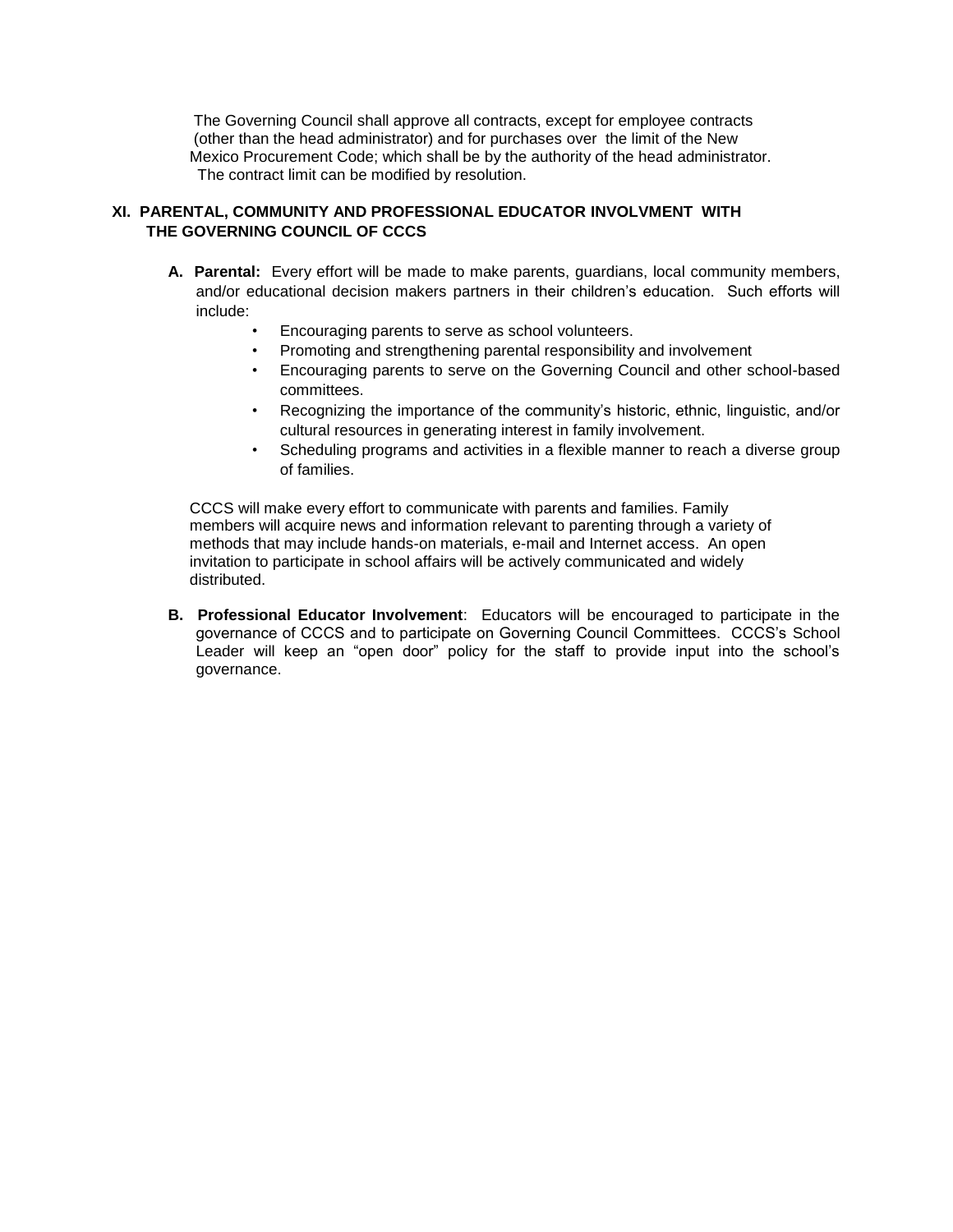The Governing Council shall approve all contracts, except for employee contracts (other than the head administrator) and for purchases over the limit of the New Mexico Procurement Code; which shall be by the authority of the head administrator. The contract limit can be modified by resolution.

## XI. PARENTAL, COMMUNITY AND PROFESSIONAL EDUCATOR INVOLVMENT WITH THE GOVERNING COUNCIL OF CCCS

**A. Parental:** Every effort will be made to make parents, guardians, local community members, and/or educational decision makers partners in their children's education. Such efforts will include:

- Encouraging parents to serve as school volunteers.
- Promoting and strengthening parental responsibility and involvement
- Encouraging parents to serve on the Governing Council and other school-based committees.
- Recognizing the importance of the community's historic, ethnic, linguistic, and/or cultural resources in generating interest in family involvement.
- Scheduling programs and activities in a flexible manner to reach a diverse group of families.

CCCS will make every effort to communicate with parents and families. Family members will acquire news and information relevant to parenting through a variety of methods that may include hands-on materials, e-mail and Internet access. An open invitation to participate in school affairs will be actively communicated and widely distributed.

**B. Professional Educator Involvement**: Educators will be encouraged to participate in the governance of CCCS and to participate on Governing Council Committees. CCCS's School Leader will keep an "open door" policy for the staff to provide input into the school's governance.